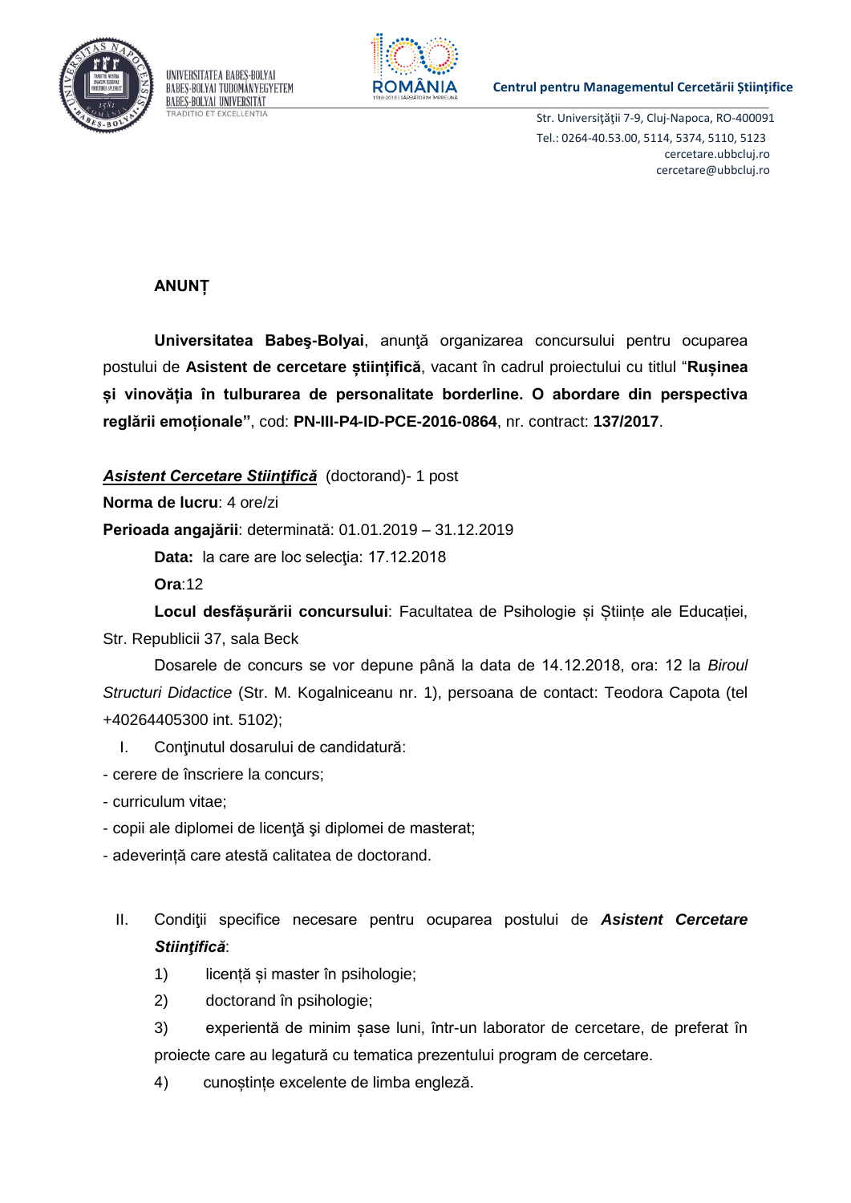UNIVERSITATEA BABEŞ-BOLYAI
BABEŞ-BOLYAI TUDOMÁNYEGYETEM
BABEŞ-BOLYAI UNIVERSITÄT
TRADITIO ET EXCELLENTIA

**Centrul pentru Managementul Cercetării Științifice**

Str. Universităţii 7-9, Cluj-Napoca, RO-400091
Tel.: 0264-40.53.00, 5114, 5374, 5110, 5123
cercetare.ubbcluj.ro
cercetare@ubbcluj.ro

**ANUNȚ**

**Universitatea Babeş-Bolyai**, anunţă organizarea concursului pentru ocuparea postului de **Asistent de cercetare științifică**, vacant în cadrul proiectului cu titlul "**Rușinea și vinovăția în tulburarea de personalitate borderline. O abordare din perspectiva reglării emoționale"**, cod: **PN-III-P4-ID-PCE-2016-0864**, nr. contract: **137/2017**.

***Asistent Cercetare Stiinţifică*** (doctorand)- 1 post

**Norma de lucru**: 4 ore/zi

**Perioada angajării**: determinată: 01.01.2019 – 31.12.2019

**Data:** la care are loc selecţia: 17.12.2018

**Ora**:12

**Locul desfăşurării concursului**: Facultatea de Psihologie și Științe ale Educației, Str. Republicii 37, sala Beck

Dosarele de concurs se vor depune până la data de 14.12.2018, ora: 12 la *Biroul Structuri Didactice* (Str. M. Kogalniceanu nr. 1), persoana de contact: Teodora Capota (tel +40264405300 int. 5102);

I. Conţinutul dosarului de candidatură:

- cerere de înscriere la concurs;
- curriculum vitae;
- copii ale diplomei de licenţă şi diplomei de masterat;
- adeverință care atestă calitatea de doctorand.

II. Condiţii specifice necesare pentru ocuparea postului de ***Asistent Cercetare Stiinţifică***:

1) licență și master în psihologie;
2) doctorand în psihologie;
3) experientă de minim șase luni, într-un laborator de cercetare, de preferat în proiecte care au legatură cu tematica prezentului program de cercetare.
4) cunoștințe excelente de limba engleză.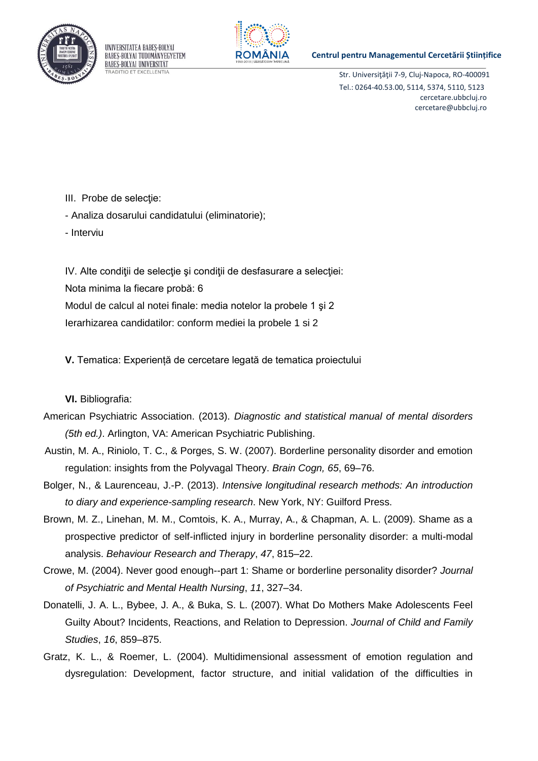III. Probe de selecţie:

- Analiza dosarului candidatului (eliminatorie);
- Interviu

IV. Alte condiţii de selecţie şi condiţii de desfasurare a selecţiei:

Nota minima la fiecare probă: 6

Modul de calcul al notei finale: media notelor la probele 1 şi 2

Ierarhizarea candidatilor: conform mediei la probele 1 si 2

**V.** Tematica: Experiență de cercetare legată de tematica proiectului

**VI.** Bibliografia:

American Psychiatric Association. (2013). *Diagnostic and statistical manual of mental disorders (5th ed.)*. Arlington, VA: American Psychiatric Publishing.

Austin, M. A., Riniolo, T. C., & Porges, S. W. (2007). Borderline personality disorder and emotion regulation: insights from the Polyvagal Theory. *Brain Cogn, 65*, 69–76.

Bolger, N., & Laurenceau, J.-P. (2013). *Intensive longitudinal research methods: An introduction to diary and experience-sampling research*. New York, NY: Guilford Press.

Brown, M. Z., Linehan, M. M., Comtois, K. A., Murray, A., & Chapman, A. L. (2009). Shame as a prospective predictor of self-inflicted injury in borderline personality disorder: a multi-modal analysis. *Behaviour Research and Therapy*, *47*, 815–22.

Crowe, M. (2004). Never good enough--part 1: Shame or borderline personality disorder? *Journal of Psychiatric and Mental Health Nursing*, *11*, 327–34.

Donatelli, J. A. L., Bybee, J. A., & Buka, S. L. (2007). What Do Mothers Make Adolescents Feel Guilty About? Incidents, Reactions, and Relation to Depression. *Journal of Child and Family Studies*, *16*, 859–875.

Gratz, K. L., & Roemer, L. (2004). Multidimensional assessment of emotion regulation and dysregulation: Development, factor structure, and initial validation of the difficulties in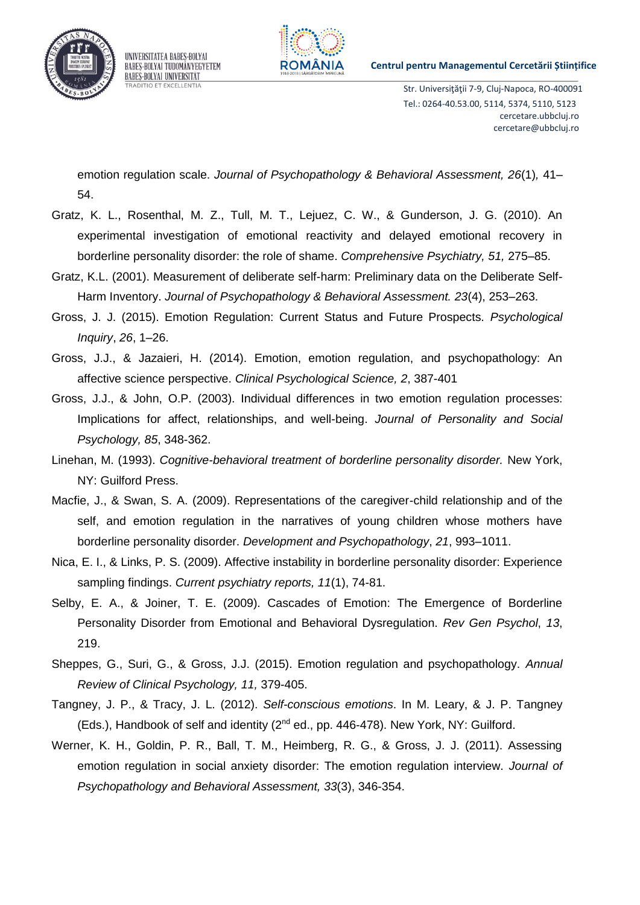emotion regulation scale. *Journal of Psychopathology & Behavioral Assessment, 26*(1)*,* 41–54.

Gratz, K. L., Rosenthal, M. Z., Tull, M. T., Lejuez, C. W., & Gunderson, J. G. (2010). An experimental investigation of emotional reactivity and delayed emotional recovery in borderline personality disorder: the role of shame. *Comprehensive Psychiatry, 51,* 275–85.

Gratz, K.L. (2001). Measurement of deliberate self-harm: Preliminary data on the Deliberate Self-Harm Inventory. *Journal of Psychopathology & Behavioral Assessment. 23*(4), 253–263.

Gross, J. J. (2015). Emotion Regulation: Current Status and Future Prospects. *Psychological Inquiry*, *26*, 1–26.

Gross, J.J., & Jazaieri, H. (2014). Emotion, emotion regulation, and psychopathology: An affective science perspective. *Clinical Psychological Science, 2*, 387-401

Gross, J.J., & John, O.P. (2003). Individual differences in two emotion regulation processes: Implications for affect, relationships, and well-being. *Journal of Personality and Social Psychology, 85*, 348-362.

Linehan, M. (1993). *Cognitive-behavioral treatment of borderline personality disorder.* New York, NY: Guilford Press.

Macfie, J., & Swan, S. A. (2009). Representations of the caregiver-child relationship and of the self, and emotion regulation in the narratives of young children whose mothers have borderline personality disorder. *Development and Psychopathology*, *21*, 993–1011.

Nica, E. I., & Links, P. S. (2009). Affective instability in borderline personality disorder: Experience sampling findings. *Current psychiatry reports, 11*(1), 74-81.

Selby, E. A., & Joiner, T. E. (2009). Cascades of Emotion: The Emergence of Borderline Personality Disorder from Emotional and Behavioral Dysregulation. *Rev Gen Psychol*, *13*, 219.

Sheppes, G., Suri, G., & Gross, J.J. (2015). Emotion regulation and psychopathology. *Annual Review of Clinical Psychology, 11,* 379-405.

Tangney, J. P., & Tracy, J. L. (2012). *Self-conscious emotions*. In M. Leary, & J. P. Tangney (Eds.), Handbook of self and identity (2nd ed., pp. 446-478). New York, NY: Guilford.

Werner, K. H., Goldin, P. R., Ball, T. M., Heimberg, R. G., & Gross, J. J. (2011). Assessing emotion regulation in social anxiety disorder: The emotion regulation interview. *Journal of Psychopathology and Behavioral Assessment, 33*(3), 346-354.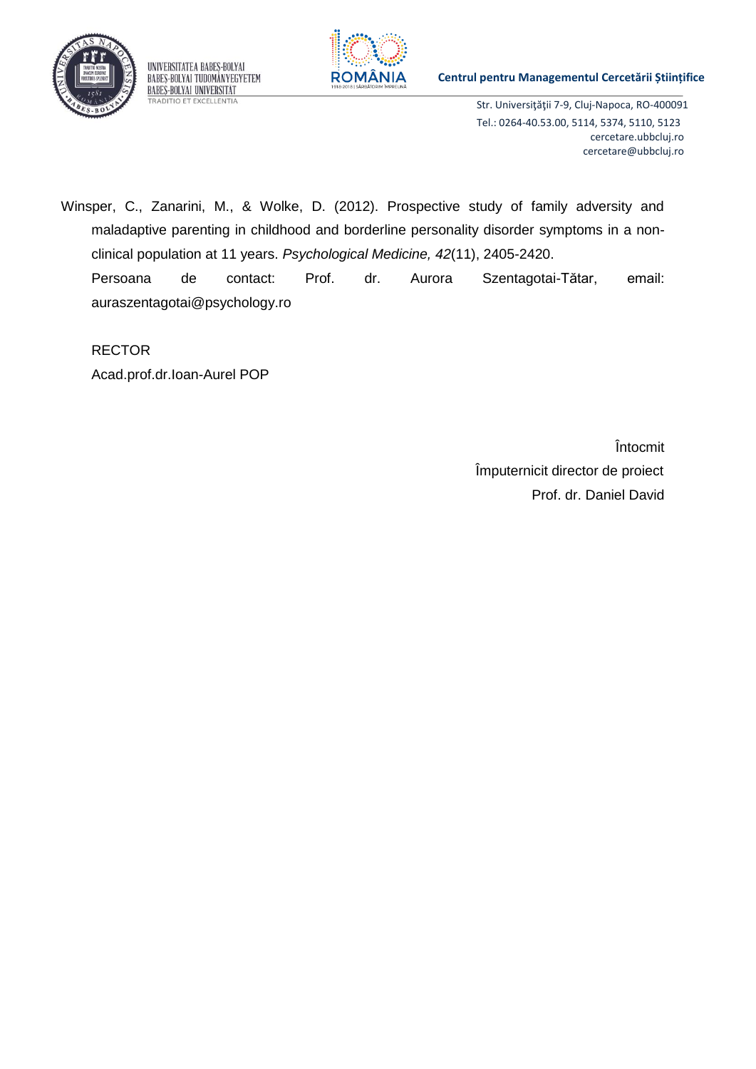Winsper, C., Zanarini, M., & Wolke, D. (2012). Prospective study of family adversity and maladaptive parenting in childhood and borderline personality disorder symptoms in a non-clinical population at 11 years. *Psychological Medicine, 42*(11), 2405-2420.

Persoana de contact: Prof. dr. Aurora Szentagotai-Tătar, email: auraszentagotai@psychology.ro

RECTOR

Acad.prof.dr.Ioan-Aurel POP

Întocmit

Împuternicit director de proiect

Prof. dr. Daniel David